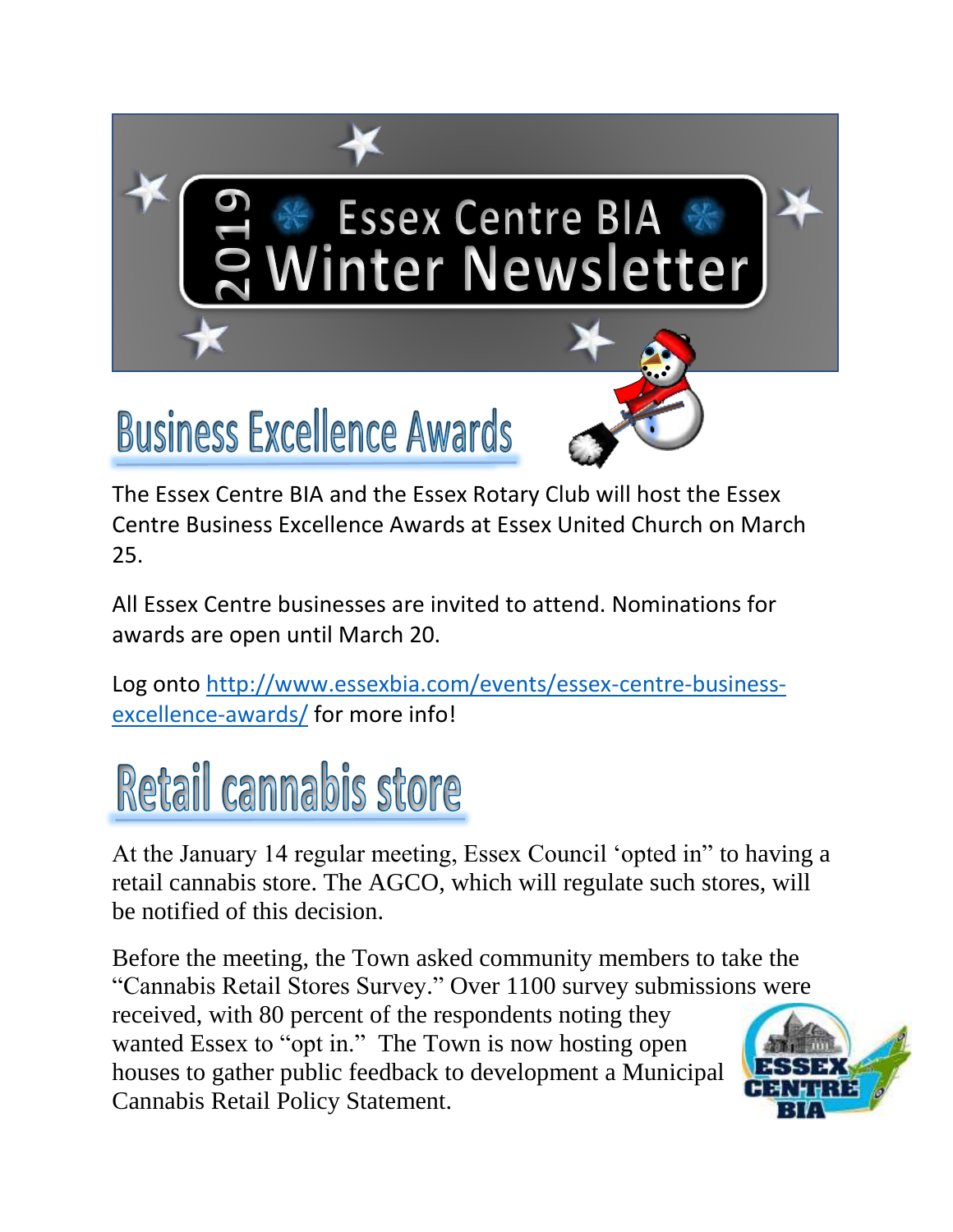# 2019 Essex Centre BIA Winter Newsletter

## Business Excellence Awards

The Essex Centre BIA and the Essex Rotary Club will host the Essex Centre Business Excellence Awards at Essex United Church on March 25.

All Essex Centre businesses are invited to attend. Nominations for awards are open until March 20.

Log onto http://www.essexbia.com/events/essex-centre-business-excellence-awards/ for more info!

## Retail cannabis store

At the January 14 regular meeting, Essex Council 'opted in" to having a retail cannabis store. The AGCO, which will regulate such stores, will be notified of this decision.

Before the meeting, the Town asked community members to take the "Cannabis Retail Stores Survey." Over 1100 survey submissions were received, with 80 percent of the respondents noting they wanted Essex to "opt in." The Town is now hosting open houses to gather public feedback to development a Municipal Cannabis Retail Policy Statement.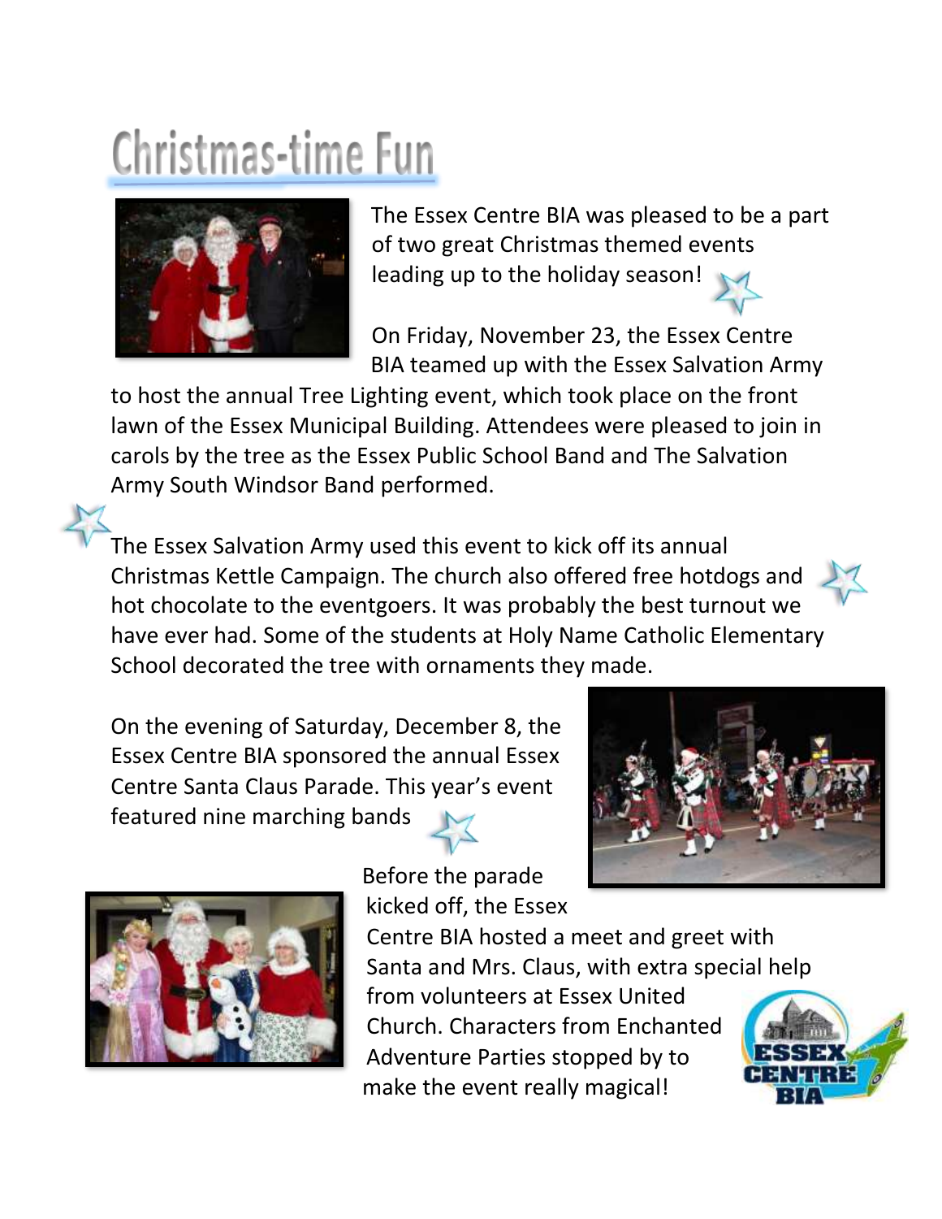# Christmas-time Fun

The Essex Centre BIA was pleased to be a part of two great Christmas themed events leading up to the holiday season!

On Friday, November 23, the Essex Centre BIA teamed up with the Essex Salvation Army to host the annual Tree Lighting event, which took place on the front lawn of the Essex Municipal Building. Attendees were pleased to join in carols by the tree as the Essex Public School Band and The Salvation Army South Windsor Band performed.

The Essex Salvation Army used this event to kick off its annual Christmas Kettle Campaign. The church also offered free hotdogs and hot chocolate to the eventgoers. It was probably the best turnout we have ever had. Some of the students at Holy Name Catholic Elementary School decorated the tree with ornaments they made.

On the evening of Saturday, December 8, the Essex Centre BIA sponsored the annual Essex Centre Santa Claus Parade. This year's event featured nine marching bands

Before the parade kicked off, the Essex Centre BIA hosted a meet and greet with Santa and Mrs. Claus, with extra special help from volunteers at Essex United Church. Characters from Enchanted Adventure Parties stopped by to make the event really magical!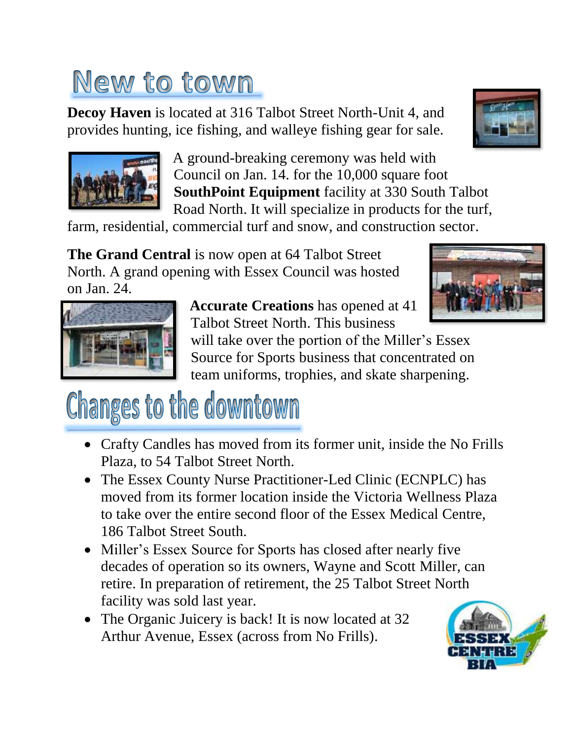# New to town

**Decoy Haven** is located at 316 Talbot Street North-Unit 4, and provides hunting, ice fishing, and walleye fishing gear for sale.

A ground-breaking ceremony was held with Council on Jan. 14. for the 10,000 square foot **SouthPoint Equipment** facility at 330 South Talbot Road North. It will specialize in products for the turf, farm, residential, commercial turf and snow, and construction sector.

**The Grand Central** is now open at 64 Talbot Street North. A grand opening with Essex Council was hosted on Jan. 24.

**Accurate Creations** has opened at 41 Talbot Street North. This business will take over the portion of the Miller's Essex Source for Sports business that concentrated on team uniforms, trophies, and skate sharpening.

# Changes to the downtown

- Crafty Candles has moved from its former unit, inside the No Frills Plaza, to 54 Talbot Street North.
- The Essex County Nurse Practitioner-Led Clinic (ECNPLC) has moved from its former location inside the Victoria Wellness Plaza to take over the entire second floor of the Essex Medical Centre, 186 Talbot Street South.
- Miller's Essex Source for Sports has closed after nearly five decades of operation so its owners, Wayne and Scott Miller, can retire. In preparation of retirement, the 25 Talbot Street North facility was sold last year.
- The Organic Juicery is back! It is now located at 32 Arthur Avenue, Essex (across from No Frills).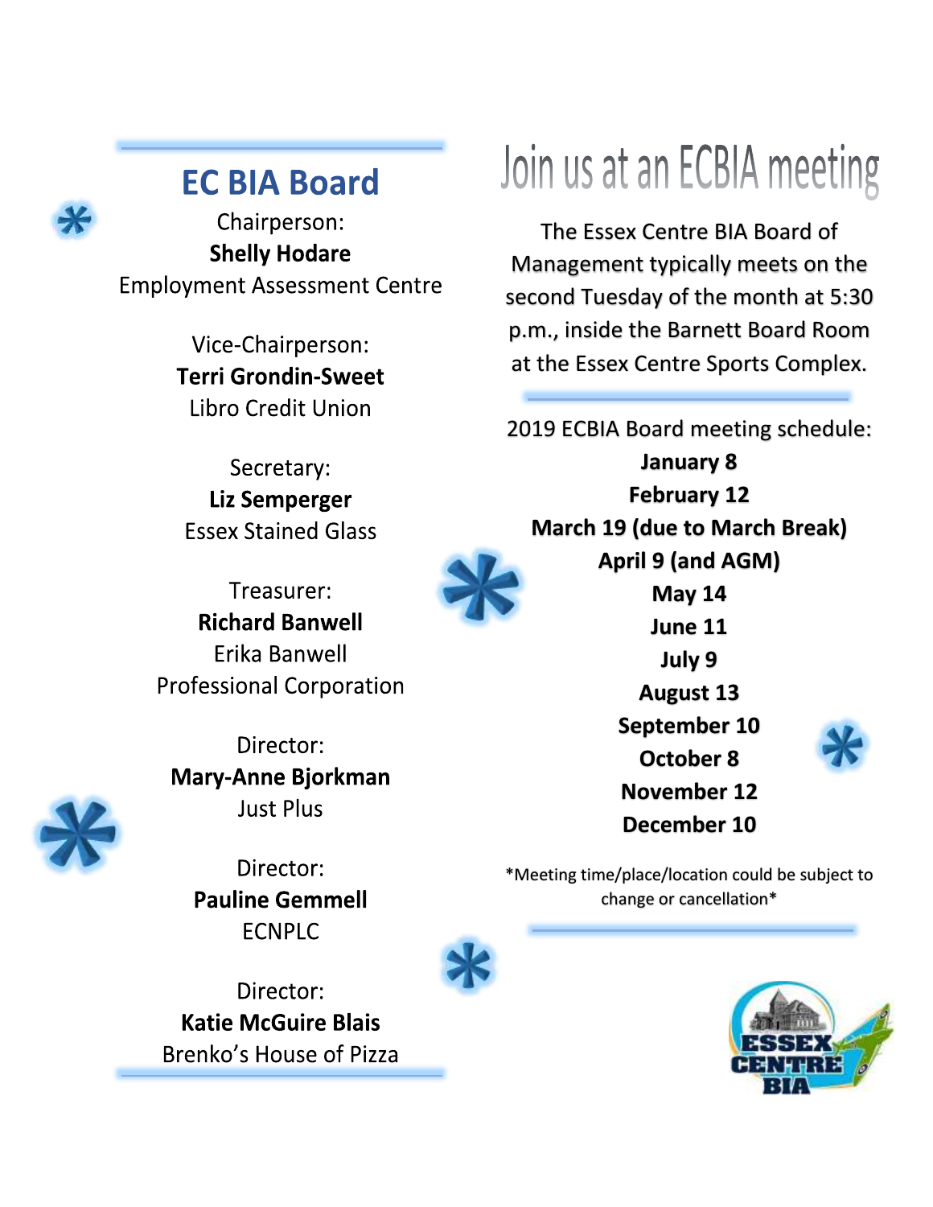## EC BIA Board

Chairperson:
**Shelly Hodare**
Employment Assessment Centre

Vice-Chairperson:
**Terri Grondin-Sweet**
Libro Credit Union

Secretary:
**Liz Semperger**
Essex Stained Glass

Treasurer:
**Richard Banwell**
Erika Banwell
Professional Corporation

Director:
**Mary-Anne Bjorkman**
Just Plus

Director:
**Pauline Gemmell**
ECNPLC

Director:
**Katie McGuire Blais**
Brenko's House of Pizza

# Join us at an ECBIA meeting

The Essex Centre BIA Board of Management typically meets on the second Tuesday of the month at 5:30 p.m., inside the Barnett Board Room at the Essex Centre Sports Complex.

2019 ECBIA Board meeting schedule:

**January 8**
**February 12**
**March 19 (due to March Break)**
**April 9 (and AGM)**
**May 14**
**June 11**
**July 9**
**August 13**
**September 10**
**October 8**
**November 12**
**December 10**

*Meeting time/place/location could be subject to change or cancellation*

ESSEX CENTRE BIA